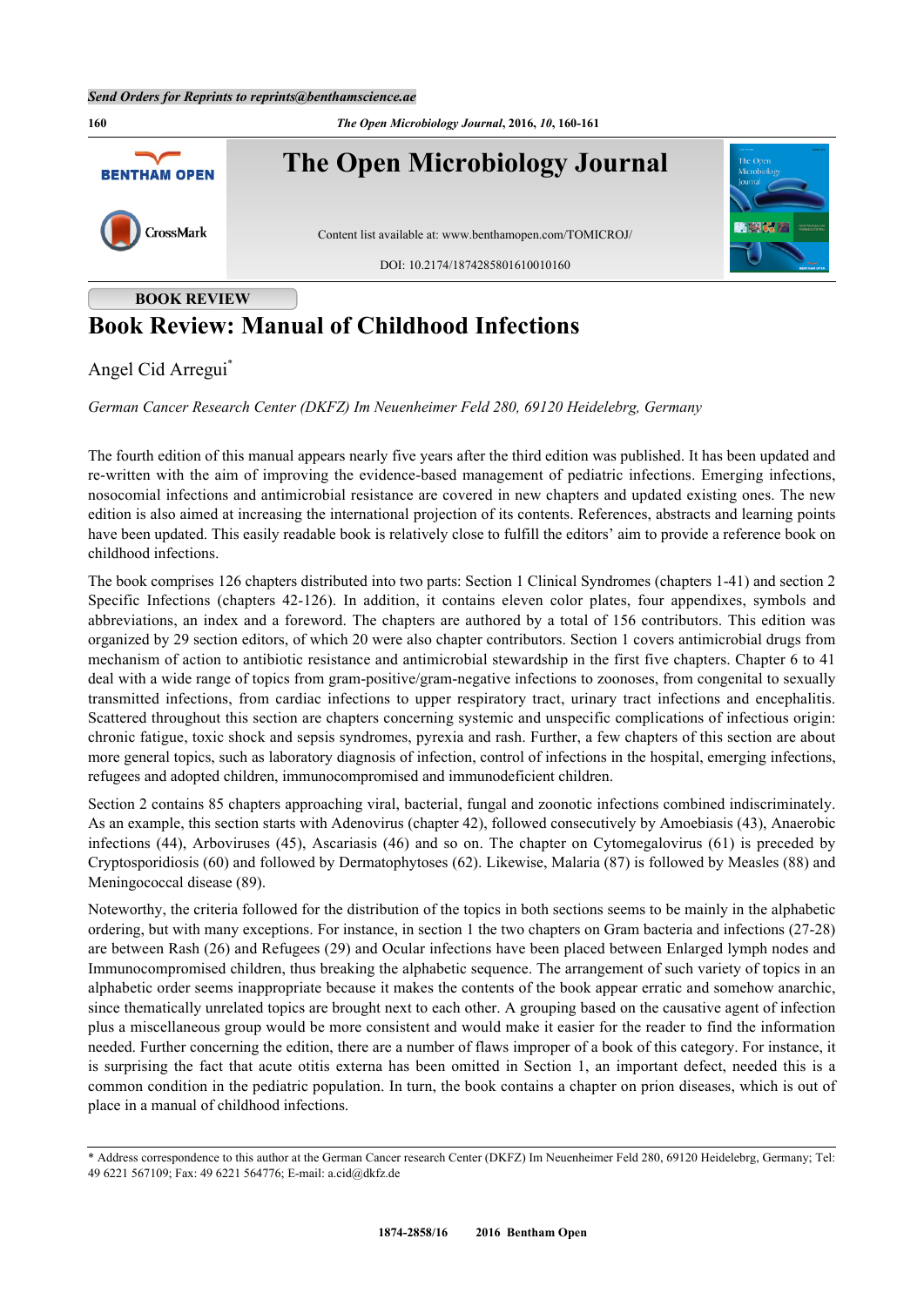BOOK REVIEW

# Book Review: Manual of Childhood Infections

Angel Cid Arregui*

*German Cancer Research Center (DKFZ) Im Neuenheimer Feld 280, 69120 Heidelebrg, Germany*

The fourth edition of this manual appears nearly five years after the third edition was published. It has been updated and re-written with the aim of improving the evidence-based management of pediatric infections. Emerging infections, nosocomial infections and antimicrobial resistance are covered in new chapters and updated existing ones. The new edition is also aimed at increasing the international projection of its contents. References, abstracts and learning points have been updated. This easily readable book is relatively close to fulfill the editors' aim to provide a reference book on childhood infections.

The book comprises 126 chapters distributed into two parts: Section 1 Clinical Syndromes (chapters 1-41) and section 2 Specific Infections (chapters 42-126). In addition, it contains eleven color plates, four appendixes, symbols and abbreviations, an index and a foreword. The chapters are authored by a total of 156 contributors. This edition was organized by 29 section editors, of which 20 were also chapter contributors. Section 1 covers antimicrobial drugs from mechanism of action to antibiotic resistance and antimicrobial stewardship in the first five chapters. Chapter 6 to 41 deal with a wide range of topics from gram-positive/gram-negative infections to zoonoses, from congenital to sexually transmitted infections, from cardiac infections to upper respiratory tract, urinary tract infections and encephalitis. Scattered throughout this section are chapters concerning systemic and unspecific complications of infectious origin: chronic fatigue, toxic shock and sepsis syndromes, pyrexia and rash. Further, a few chapters of this section are about more general topics, such as laboratory diagnosis of infection, control of infections in the hospital, emerging infections, refugees and adopted children, immunocompromised and immunodeficient children.

Section 2 contains 85 chapters approaching viral, bacterial, fungal and zoonotic infections combined indiscriminately. As an example, this section starts with Adenovirus (chapter 42), followed consecutively by Amoebiasis (43), Anaerobic infections (44), Arboviruses (45), Ascariasis (46) and so on. The chapter on Cytomegalovirus (61) is preceded by Cryptosporidiosis (60) and followed by Dermatophytoses (62). Likewise, Malaria (87) is followed by Measles (88) and Meningococcal disease (89).

Noteworthy, the criteria followed for the distribution of the topics in both sections seems to be mainly in the alphabetic ordering, but with many exceptions. For instance, in section 1 the two chapters on Gram bacteria and infections (27-28) are between Rash (26) and Refugees (29) and Ocular infections have been placed between Enlarged lymph nodes and Immunocompromised children, thus breaking the alphabetic sequence. The arrangement of such variety of topics in an alphabetic order seems inappropriate because it makes the contents of the book appear erratic and somehow anarchic, since thematically unrelated topics are brought next to each other. A grouping based on the causative agent of infection plus a miscellaneous group would be more consistent and would make it easier for the reader to find the information needed. Further concerning the edition, there are a number of flaws improper of a book of this category. For instance, it is surprising the fact that acute otitis externa has been omitted in Section 1, an important defect, needed this is a common condition in the pediatric population. In turn, the book contains a chapter on prion diseases, which is out of place in a manual of childhood infections.

* Address correspondence to this author at the German Cancer research Center (DKFZ) Im Neuenheimer Feld 280, 69120 Heidelebrg, Germany; Tel: 49 6221 567109; Fax: 49 6221 564776; E-mail: a.cid@dkfz.de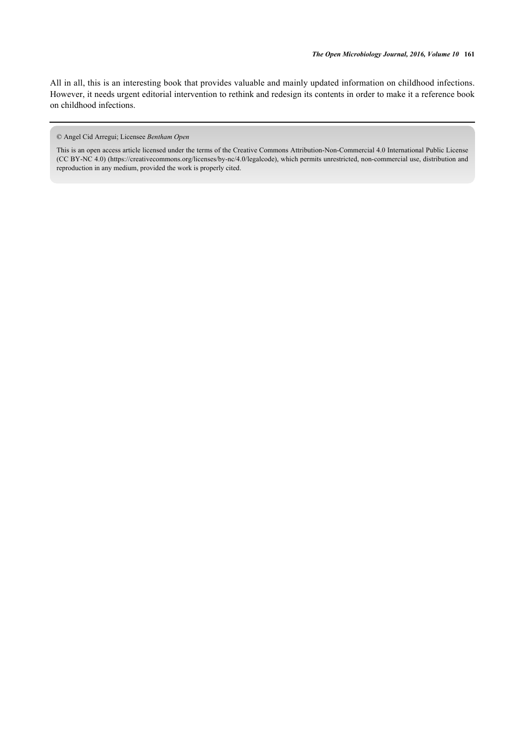All in all, this is an interesting book that provides valuable and mainly updated information on childhood infections. However, it needs urgent editorial intervention to rethink and redesign its contents in order to make it a reference book on childhood infections.

---

© Angel Cid Arregui; Licensee *Bentham Open*

This is an open access article licensed under the terms of the Creative Commons Attribution-Non-Commercial 4.0 International Public License (CC BY-NC 4.0) (https://creativecommons.org/licenses/by-nc/4.0/legalcode), which permits unrestricted, non-commercial use, distribution and reproduction in any medium, provided the work is properly cited.